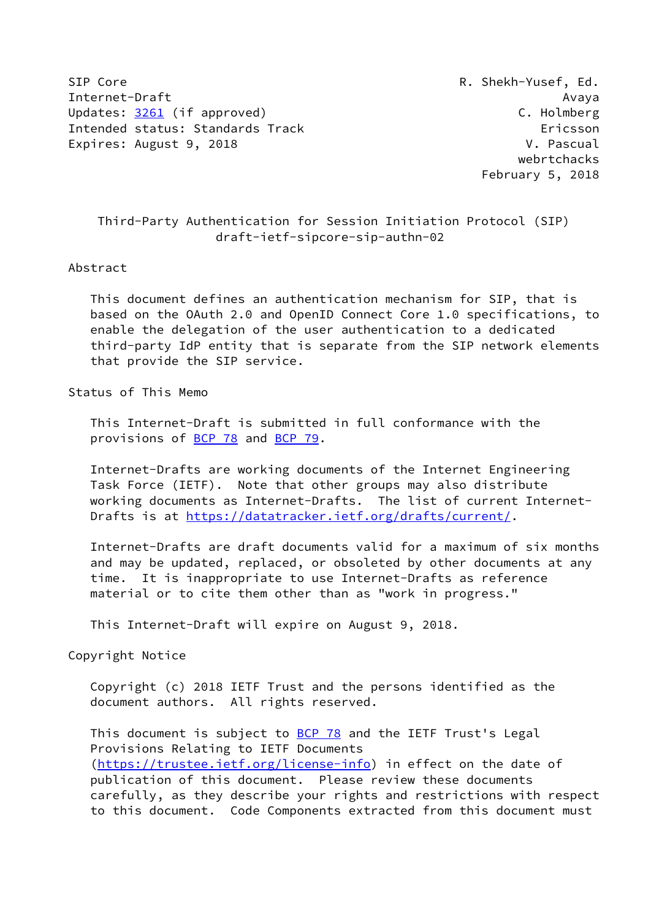SIP Core R. Shekh-Yusef, Ed.
Internet-Draft Avaya
Updates: 3261 (if approved) C. Holmberg
Intended status: Standards Track Ericsson
Expires: August 9, 2018 V. Pascual
webrtchacks
February 5, 2018

# Third-Party Authentication for Session Initiation Protocol (SIP)
draft-ietf-sipcore-sip-authn-02

## Abstract

This document defines an authentication mechanism for SIP, that is based on the OAuth 2.0 and OpenID Connect Core 1.0 specifications, to enable the delegation of the user authentication to a dedicated third-party IdP entity that is separate from the SIP network elements that provide the SIP service.

## Status of This Memo

This Internet-Draft is submitted in full conformance with the provisions of BCP 78 and BCP 79.

Internet-Drafts are working documents of the Internet Engineering Task Force (IETF). Note that other groups may also distribute working documents as Internet-Drafts. The list of current Internet-Drafts is at https://datatracker.ietf.org/drafts/current/.

Internet-Drafts are draft documents valid for a maximum of six months and may be updated, replaced, or obsoleted by other documents at any time. It is inappropriate to use Internet-Drafts as reference material or to cite them other than as "work in progress."

This Internet-Draft will expire on August 9, 2018.

## Copyright Notice

Copyright (c) 2018 IETF Trust and the persons identified as the document authors. All rights reserved.

This document is subject to BCP 78 and the IETF Trust's Legal Provisions Relating to IETF Documents (https://trustee.ietf.org/license-info) in effect on the date of publication of this document. Please review these documents carefully, as they describe your rights and restrictions with respect to this document. Code Components extracted from this document must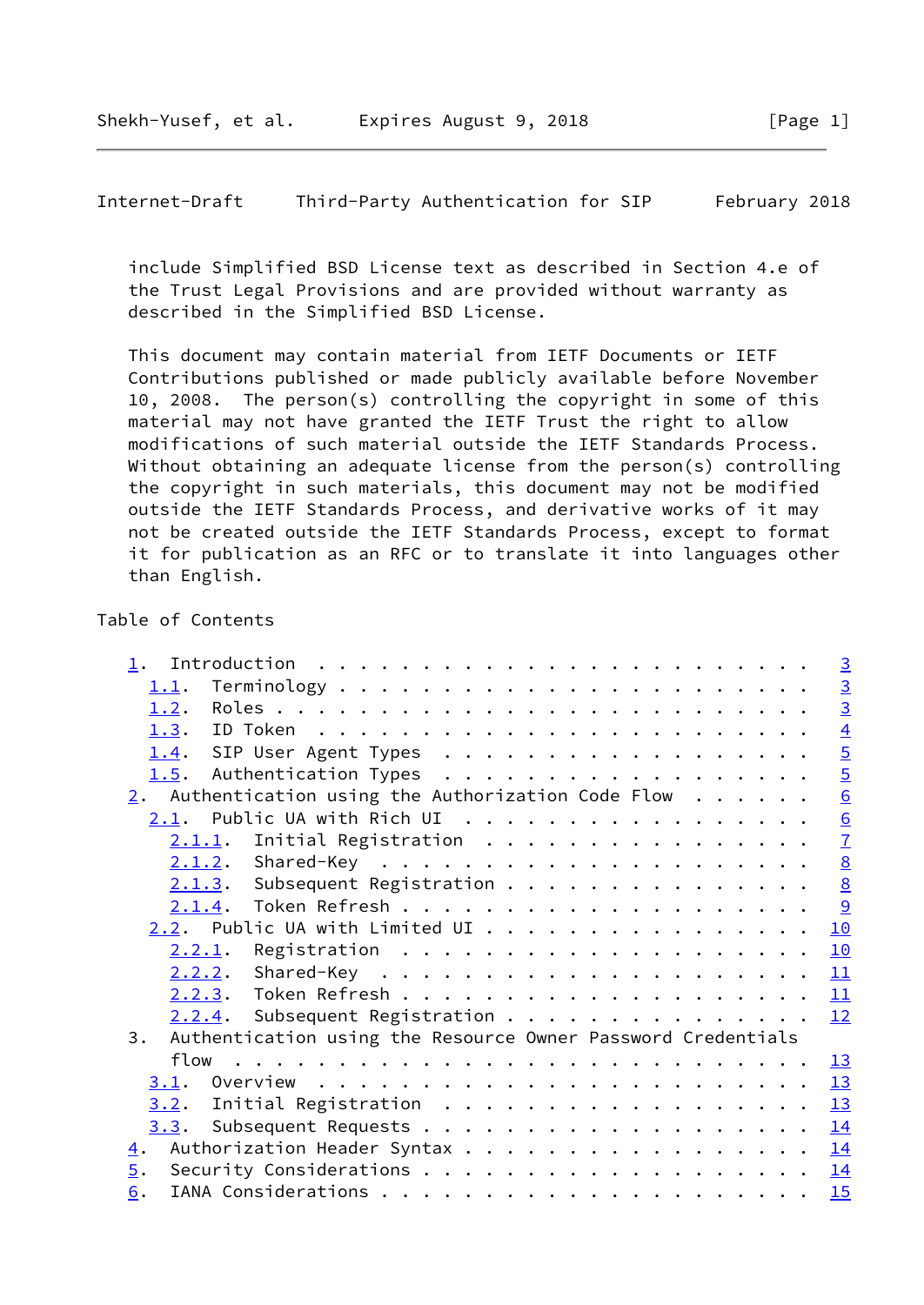include Simplified BSD License text as described in Section 4.e of the Trust Legal Provisions and are provided without warranty as described in the Simplified BSD License.

This document may contain material from IETF Documents or IETF Contributions published or made publicly available before November 10, 2008. The person(s) controlling the copyright in some of this material may not have granted the IETF Trust the right to allow modifications of such material outside the IETF Standards Process. Without obtaining an adequate license from the person(s) controlling the copyright in such materials, this document may not be modified outside the IETF Standards Process, and derivative works of it may not be created outside the IETF Standards Process, except to format it for publication as an RFC or to translate it into languages other than English.

## Table of Contents

```
   1.  Introduction  . . . . . . . . . . . . . . . . . . . . . . . .   3
     1.1.  Terminology . . . . . . . . . . . . . . . . . . . . . . .   3
     1.2.  Roles . . . . . . . . . . . . . . . . . . . . . . . . . .   3
     1.3.  ID Token  . . . . . . . . . . . . . . . . . . . . . . . .   4
     1.4.  SIP User Agent Types  . . . . . . . . . . . . . . . . . .   5
     1.5.  Authentication Types  . . . . . . . . . . . . . . . . . .   5
   2.  Authentication using the Authorization Code Flow  . . . . . .   6
     2.1.  Public UA with Rich UI  . . . . . . . . . . . . . . . . .   6
       2.1.1.  Initial Registration  . . . . . . . . . . . . . . . .   7
       2.1.2.  Shared-Key  . . . . . . . . . . . . . . . . . . . . .   8
       2.1.3.  Subsequent Registration . . . . . . . . . . . . . . .   8
       2.1.4.  Token Refresh . . . . . . . . . . . . . . . . . . . .   9
     2.2.  Public UA with Limited UI . . . . . . . . . . . . . . . .  10
       2.2.1.  Registration  . . . . . . . . . . . . . . . . . . . .  10
       2.2.2.  Shared-Key  . . . . . . . . . . . . . . . . . . . . .  11
       2.2.3.  Token Refresh . . . . . . . . . . . . . . . . . . . .  11
       2.2.4.  Subsequent Registration . . . . . . . . . . . . . . .  12
   3.  Authentication using the Resource Owner Password Credentials
       flow  . . . . . . . . . . . . . . . . . . . . . . . . . . . .  13
     3.1.  Overview  . . . . . . . . . . . . . . . . . . . . . . . .  13
     3.2.  Initial Registration  . . . . . . . . . . . . . . . . . .  13
     3.3.  Subsequent Requests . . . . . . . . . . . . . . . . . . .  14
   4.  Authorization Header Syntax . . . . . . . . . . . . . . . . .  14
   5.  Security Considerations . . . . . . . . . . . . . . . . . . .  14
   6.  IANA Considerations . . . . . . . . . . . . . . . . . . . . .  15
```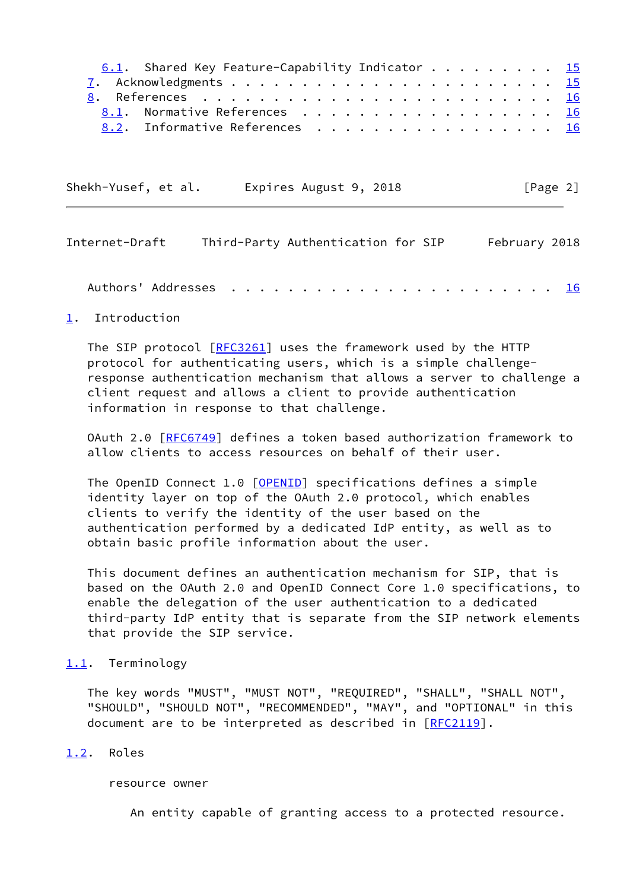6.1. Shared Key Feature-Capability Indicator . . . . . . . . . 15
7. Acknowledgments . . . . . . . . . . . . . . . . . . . . . . . 15
8. References . . . . . . . . . . . . . . . . . . . . . . . . . 16
8.1. Normative References . . . . . . . . . . . . . . . . . . 16
8.2. Informative References . . . . . . . . . . . . . . . . . 16

Authors' Addresses . . . . . . . . . . . . . . . . . . . . . . . 16

## 1. Introduction

The SIP protocol [RFC3261] uses the framework used by the HTTP protocol for authenticating users, which is a simple challenge-response authentication mechanism that allows a server to challenge a client request and allows a client to provide authentication information in response to that challenge.

OAuth 2.0 [RFC6749] defines a token based authorization framework to allow clients to access resources on behalf of their user.

The OpenID Connect 1.0 [OPENID] specifications defines a simple identity layer on top of the OAuth 2.0 protocol, which enables clients to verify the identity of the user based on the authentication performed by a dedicated IdP entity, as well as to obtain basic profile information about the user.

This document defines an authentication mechanism for SIP, that is based on the OAuth 2.0 and OpenID Connect Core 1.0 specifications, to enable the delegation of the user authentication to a dedicated third-party IdP entity that is separate from the SIP network elements that provide the SIP service.

### 1.1. Terminology

The key words "MUST", "MUST NOT", "REQUIRED", "SHALL", "SHALL NOT", "SHOULD", "SHOULD NOT", "RECOMMENDED", "MAY", and "OPTIONAL" in this document are to be interpreted as described in [RFC2119].

### 1.2. Roles

resource owner

An entity capable of granting access to a protected resource.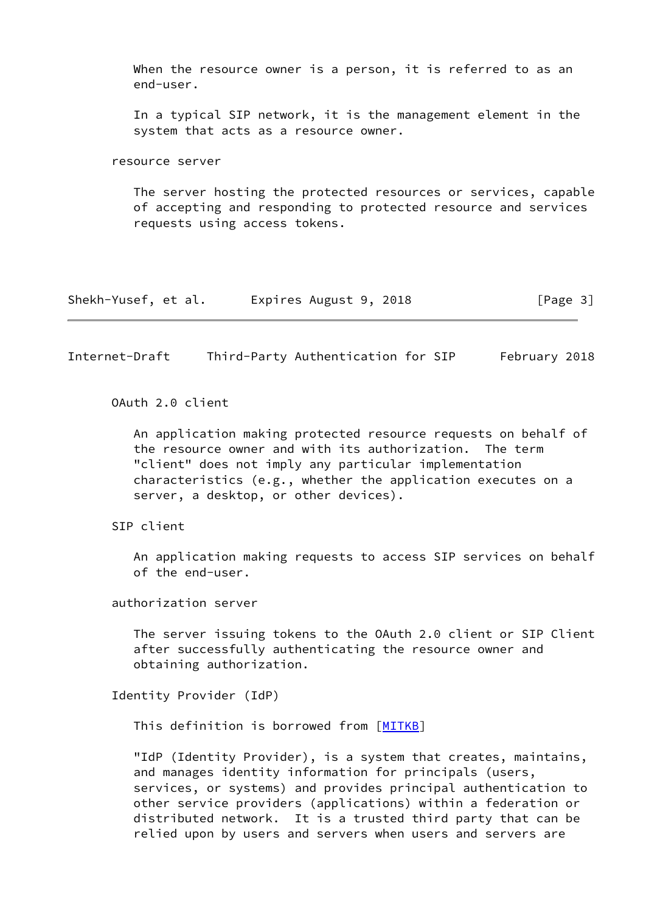When the resource owner is a person, it is referred to as an end-user.

In a typical SIP network, it is the management element in the system that acts as a resource owner.

resource server

The server hosting the protected resources or services, capable of accepting and responding to protected resource and services requests using access tokens.

OAuth 2.0 client

An application making protected resource requests on behalf of the resource owner and with its authorization. The term "client" does not imply any particular implementation characteristics (e.g., whether the application executes on a server, a desktop, or other devices).

SIP client

An application making requests to access SIP services on behalf of the end-user.

authorization server

The server issuing tokens to the OAuth 2.0 client or SIP Client after successfully authenticating the resource owner and obtaining authorization.

Identity Provider (IdP)

This definition is borrowed from [MITKB]

"IdP (Identity Provider), is a system that creates, maintains, and manages identity information for principals (users, services, or systems) and provides principal authentication to other service providers (applications) within a federation or distributed network. It is a trusted third party that can be relied upon by users and servers when users and servers are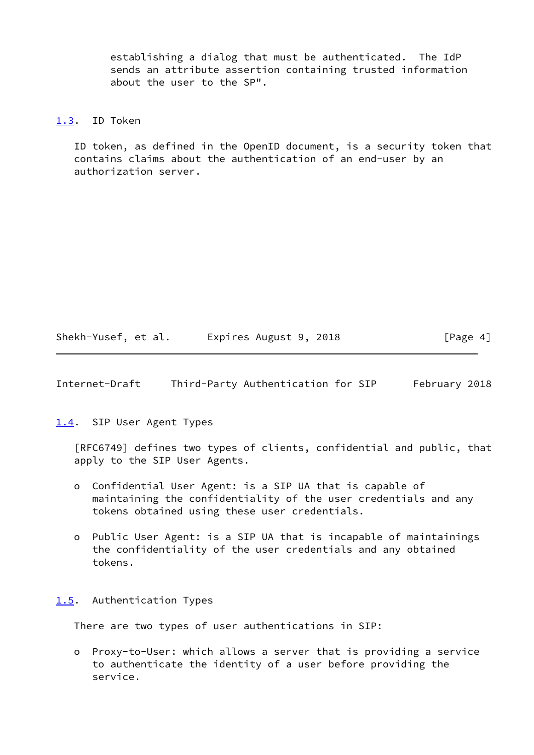establishing a dialog that must be authenticated. The IdP sends an attribute assertion containing trusted information about the user to the SP".

### 1.3. ID Token

ID token, as defined in the OpenID document, is a security token that contains claims about the authentication of an end-user by an authorization server.

### 1.4. SIP User Agent Types

[RFC6749] defines two types of clients, confidential and public, that apply to the SIP User Agents.

- Confidential User Agent: is a SIP UA that is capable of maintaining the confidentiality of the user credentials and any tokens obtained using these user credentials.

- Public User Agent: is a SIP UA that is incapable of maintainings the confidentiality of the user credentials and any obtained tokens.

### 1.5. Authentication Types

There are two types of user authentications in SIP:

- Proxy-to-User: which allows a server that is providing a service to authenticate the identity of a user before providing the service.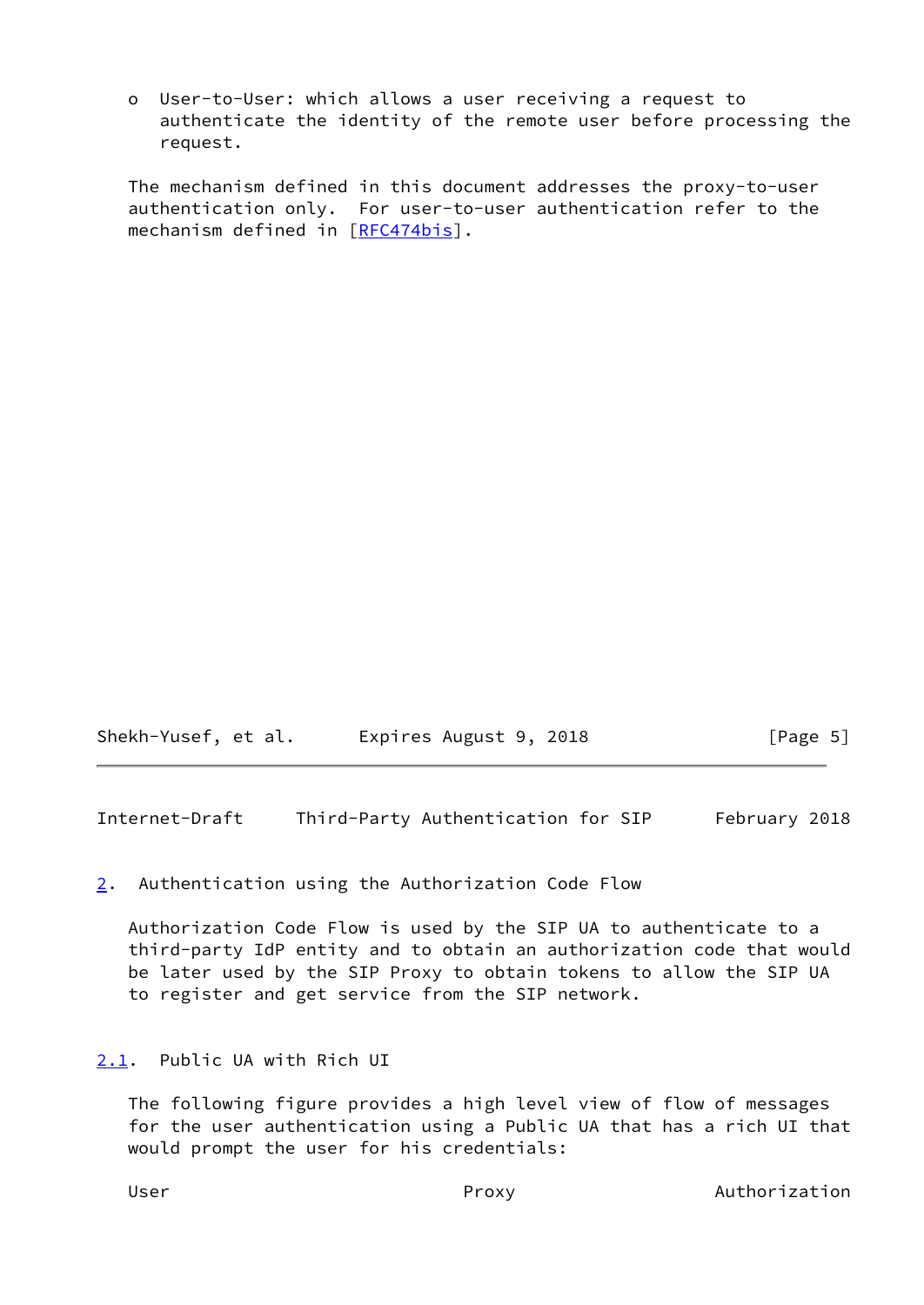o  User-to-User: which allows a user receiving a request to authenticate the identity of the remote user before processing the request.

The mechanism defined in this document addresses the proxy-to-user authentication only.  For user-to-user authentication refer to the mechanism defined in [RFC474bis].

## 2. Authentication using the Authorization Code Flow

Authorization Code Flow is used by the SIP UA to authenticate to a third-party IdP entity and to obtain an authorization code that would be later used by the SIP Proxy to obtain tokens to allow the SIP UA to register and get service from the SIP network.

### 2.1. Public UA with Rich UI

The following figure provides a high level view of flow of messages for the user authentication using a Public UA that has a rich UI that would prompt the user for his credentials:

```
User                            Proxy                 Authorization
```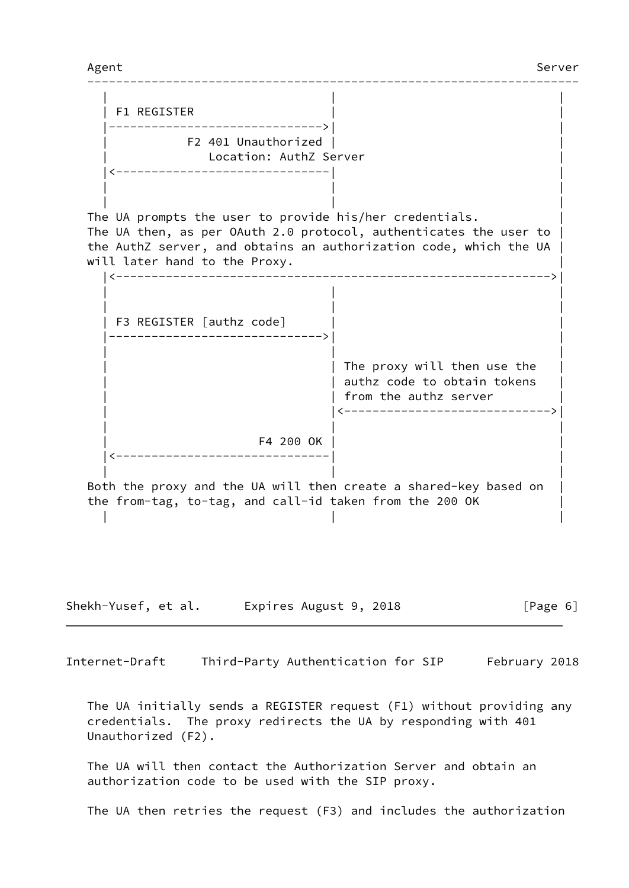```
   Agent                                                          Server
   -----------------------------------------------------------------
     |                              |                              |
     | F1 REGISTER                  |                              |
     |----------------------------->|                              |
     |           F2 401 Unauthorized |                              |
     |              Location: AuthZ Server                         |
     |<-----------------------------|                              |
     |                              |                              |
     |                              |                              |
   The UA prompts the user to provide his/her credentials.         |
   The UA then, as per OAuth 2.0 protocol, authenticates the user to |
   the AuthZ server, and obtains an authorization code, which the UA |
   will later hand to the Proxy.                                   |
     |<----------------------------------------------------------->|
     |                              |                              |
     |                              |                              |
     | F3 REGISTER [authz code]     |                              |
     |----------------------------->|                              |
     |                              |                              |
     |                              | The proxy will then use the  |
     |                              | authz code to obtain tokens  |
     |                              | from the authz server        |
     |                              |<---------------------------->|
     |                              |                              |
     |                     F4 200 OK |                              |
     |<-----------------------------|                              |
     |                              |                              |
   Both the proxy and the UA will then create a shared-key based on |
   the from-tag, to-tag, and call-id taken from the 200 OK         |
     |                              |                              |
```

The UA initially sends a REGISTER request (F1) without providing any credentials. The proxy redirects the UA by responding with 401 Unauthorized (F2).

The UA will then contact the Authorization Server and obtain an authorization code to be used with the SIP proxy.

The UA then retries the request (F3) and includes the authorization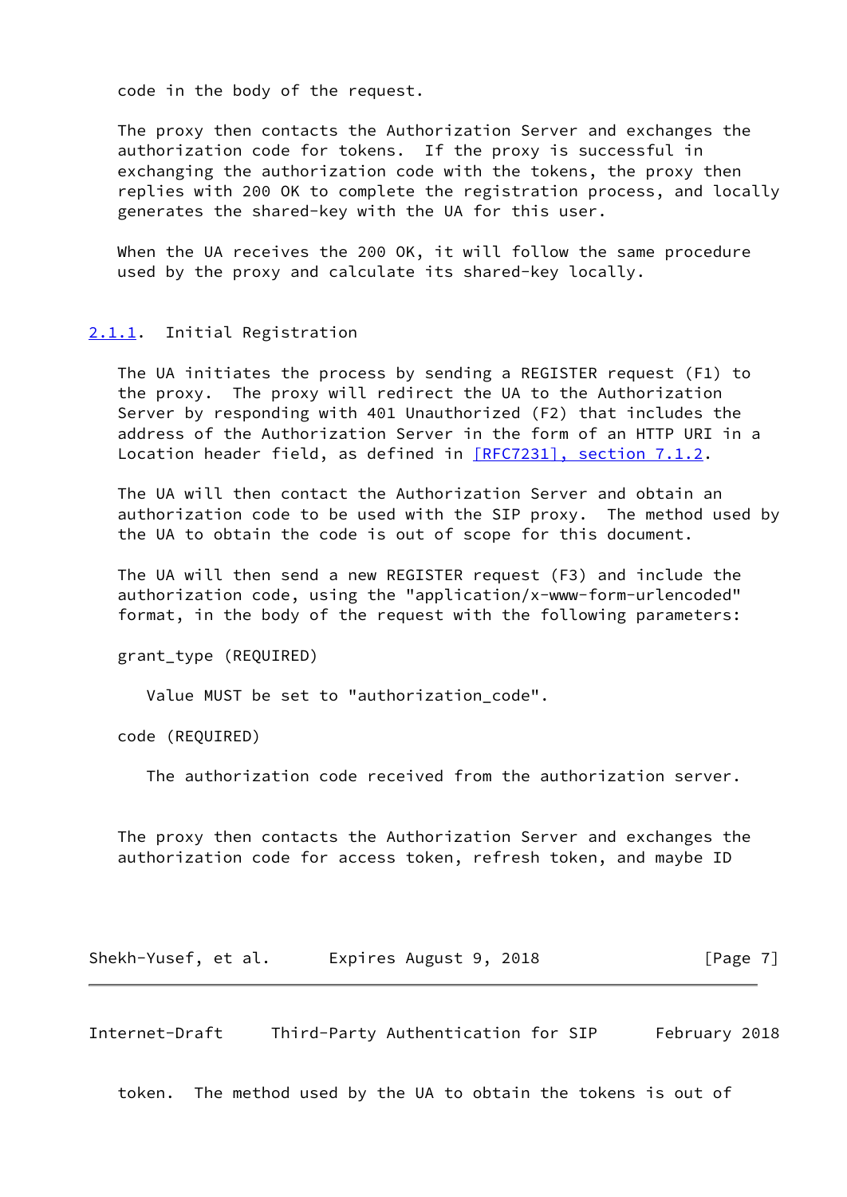code in the body of the request.

The proxy then contacts the Authorization Server and exchanges the authorization code for tokens. If the proxy is successful in exchanging the authorization code with the tokens, the proxy then replies with 200 OK to complete the registration process, and locally generates the shared-key with the UA for this user.

When the UA receives the 200 OK, it will follow the same procedure used by the proxy and calculate its shared-key locally.

### 2.1.1. Initial Registration

The UA initiates the process by sending a REGISTER request (F1) to the proxy. The proxy will redirect the UA to the Authorization Server by responding with 401 Unauthorized (F2) that includes the address of the Authorization Server in the form of an HTTP URI in a Location header field, as defined in [RFC7231], section 7.1.2.

The UA will then contact the Authorization Server and obtain an authorization code to be used with the SIP proxy. The method used by the UA to obtain the code is out of scope for this document.

The UA will then send a new REGISTER request (F3) and include the authorization code, using the "application/x-www-form-urlencoded" format, in the body of the request with the following parameters:

grant_type (REQUIRED)

   Value MUST be set to "authorization_code".

code (REQUIRED)

   The authorization code received from the authorization server.

The proxy then contacts the Authorization Server and exchanges the authorization code for access token, refresh token, and maybe ID token. The method used by the UA to obtain the tokens is out of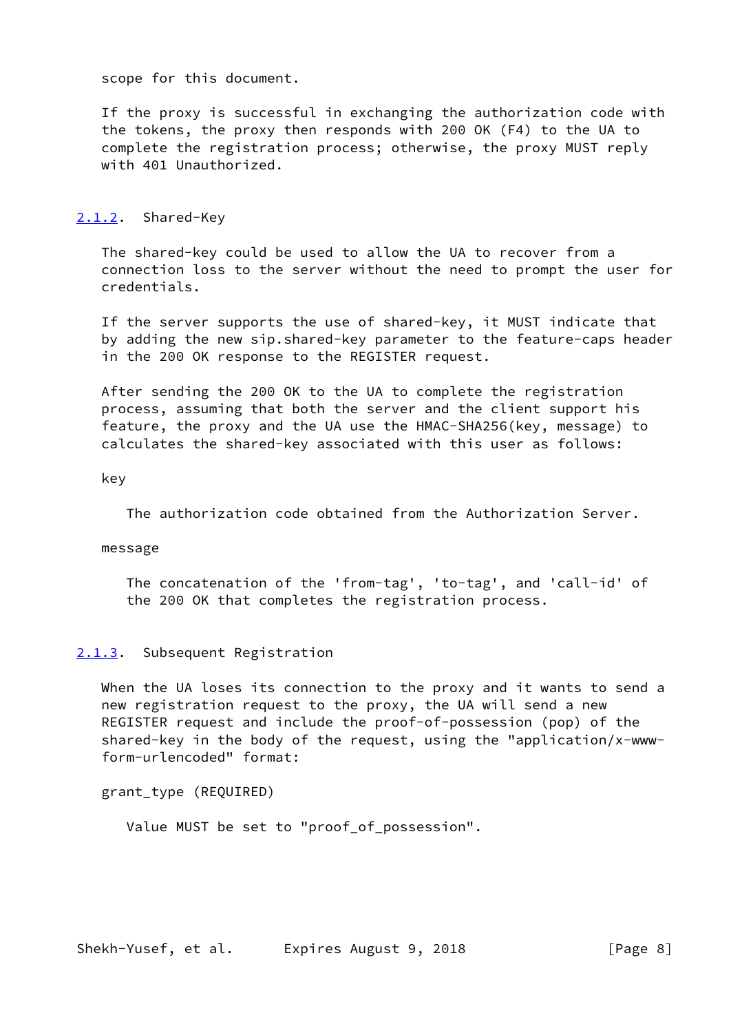scope for this document.

If the proxy is successful in exchanging the authorization code with the tokens, the proxy then responds with 200 OK (F4) to the UA to complete the registration process; otherwise, the proxy MUST reply with 401 Unauthorized.

### 2.1.2. Shared-Key

The shared-key could be used to allow the UA to recover from a connection loss to the server without the need to prompt the user for credentials.

If the server supports the use of shared-key, it MUST indicate that by adding the new sip.shared-key parameter to the feature-caps header in the 200 OK response to the REGISTER request.

After sending the 200 OK to the UA to complete the registration process, assuming that both the server and the client support his feature, the proxy and the UA use the HMAC-SHA256(key, message) to calculates the shared-key associated with this user as follows:

key

   The authorization code obtained from the Authorization Server.

message

   The concatenation of the 'from-tag', 'to-tag', and 'call-id' of the 200 OK that completes the registration process.

### 2.1.3. Subsequent Registration

When the UA loses its connection to the proxy and it wants to send a new registration request to the proxy, the UA will send a new REGISTER request and include the proof-of-possession (pop) of the shared-key in the body of the request, using the "application/x-www-form-urlencoded" format:

grant_type (REQUIRED)

   Value MUST be set to "proof_of_possession".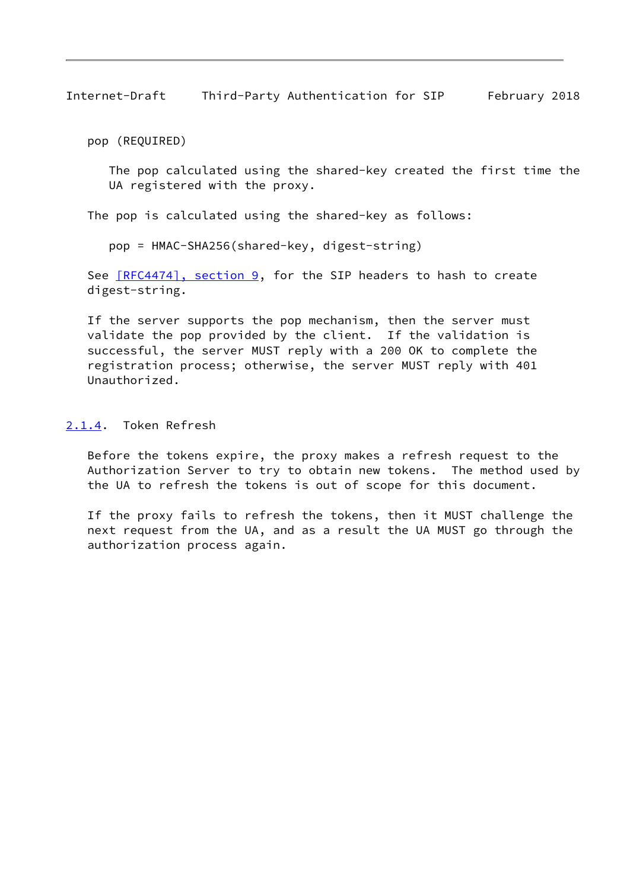pop (REQUIRED)

The pop calculated using the shared-key created the first time the UA registered with the proxy.

The pop is calculated using the shared-key as follows:

```
pop = HMAC-SHA256(shared-key, digest-string)
```

See [RFC4474], section 9, for the SIP headers to hash to create digest-string.

If the server supports the pop mechanism, then the server must validate the pop provided by the client. If the validation is successful, the server MUST reply with a 200 OK to complete the registration process; otherwise, the server MUST reply with 401 Unauthorized.

#### 2.1.4. Token Refresh

Before the tokens expire, the proxy makes a refresh request to the Authorization Server to try to obtain new tokens. The method used by the UA to refresh the tokens is out of scope for this document.

If the proxy fails to refresh the tokens, then it MUST challenge the next request from the UA, and as a result the UA MUST go through the authorization process again.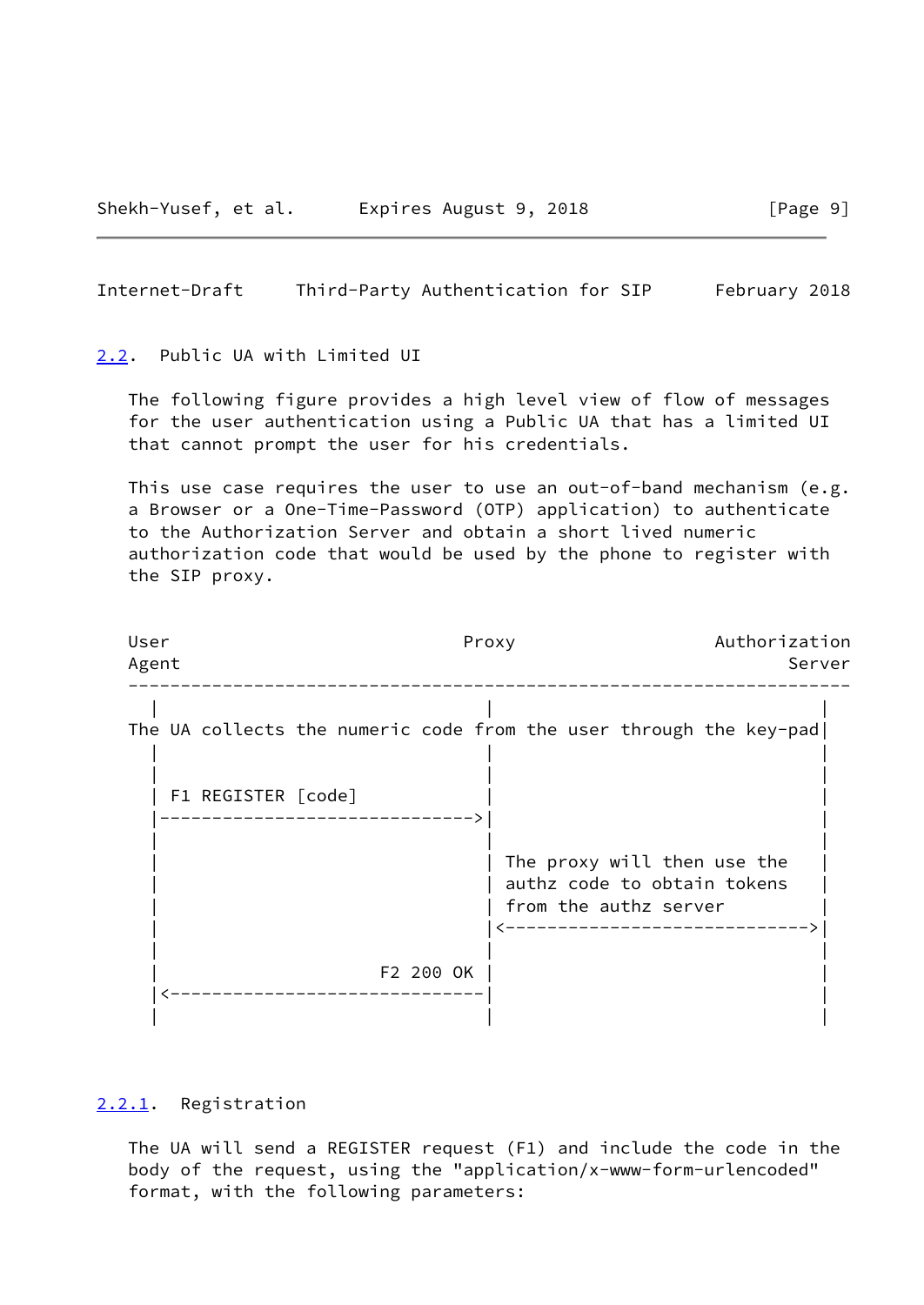## 2.2. Public UA with Limited UI

The following figure provides a high level view of flow of messages for the user authentication using a Public UA that has a limited UI that cannot prompt the user for his credentials.

This use case requires the user to use an out-of-band mechanism (e.g. a Browser or a One-Time-Password (OTP) application) to authenticate to the Authorization Server and obtain a short lived numeric authorization code that would be used by the phone to register with the SIP proxy.

```
User                                Proxy                 Authorization
Agent                                                            Server
-----------------------------------------------------------------------
  |                                   |                                |
The UA collects the numeric code from the user through the key-pad|
  |                                   |                                |
  |                                   |                                |
  | F1 REGISTER [code]                |                                |
  |---------------------------------->|                                |
  |                                   |                                |
  |                                   | The proxy will then use the    |
  |                                   | authz code to obtain tokens    |
  |                                   | from the authz server          |
  |                                   |<------------------------------>|
  |                                   |                                |
  |                         F2 200 OK |                                |
  |<----------------------------------|                                |
  |                                   |                                |
```

### 2.2.1. Registration

The UA will send a REGISTER request (F1) and include the code in the body of the request, using the "application/x-www-form-urlencoded" format, with the following parameters: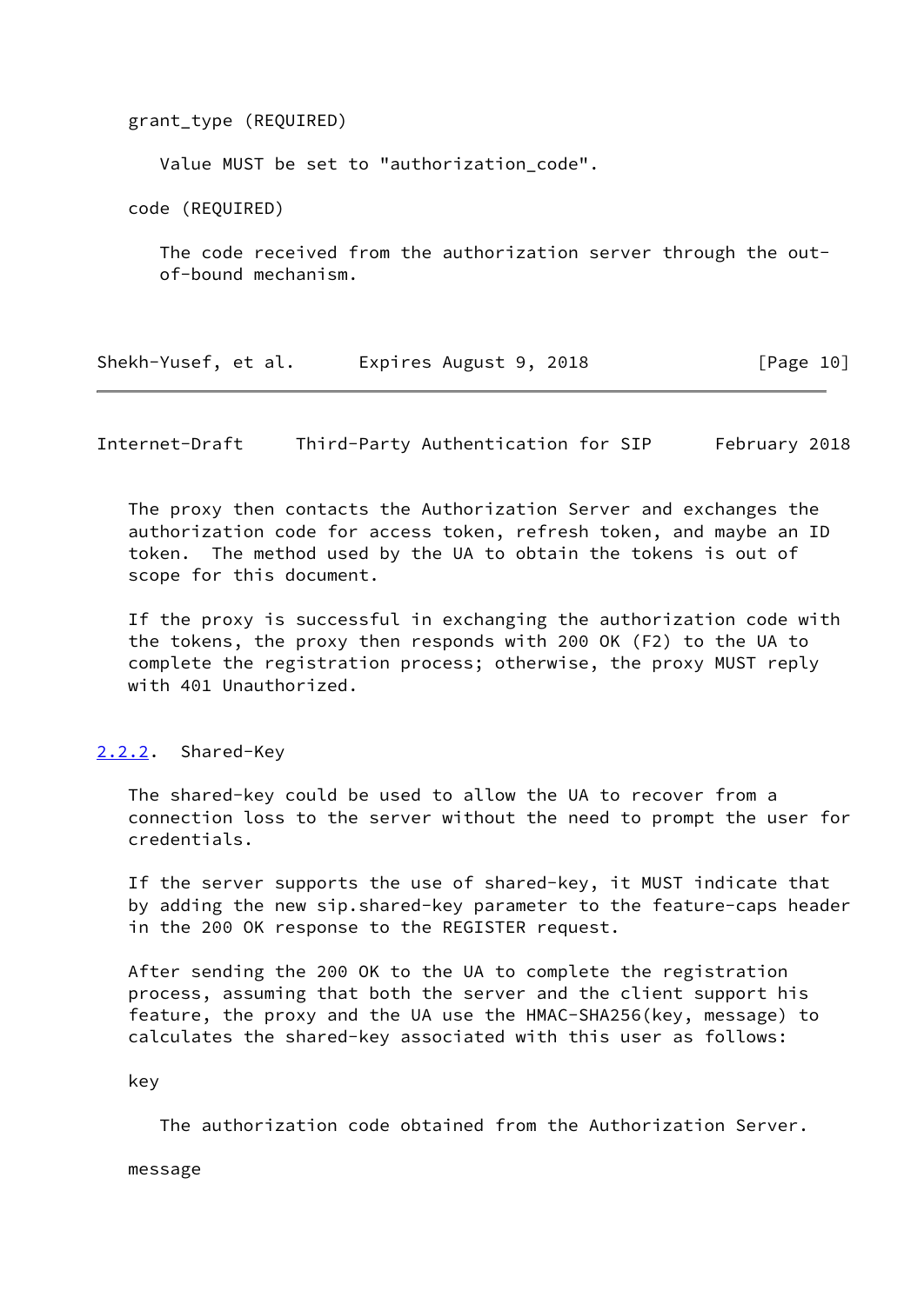grant_type (REQUIRED)

Value MUST be set to "authorization_code".

code (REQUIRED)

The code received from the authorization server through the out-of-bound mechanism.

The proxy then contacts the Authorization Server and exchanges the authorization code for access token, refresh token, and maybe an ID token. The method used by the UA to obtain the tokens is out of scope for this document.

If the proxy is successful in exchanging the authorization code with the tokens, the proxy then responds with 200 OK (F2) to the UA to complete the registration process; otherwise, the proxy MUST reply with 401 Unauthorized.

### 2.2.2. Shared-Key

The shared-key could be used to allow the UA to recover from a connection loss to the server without the need to prompt the user for credentials.

If the server supports the use of shared-key, it MUST indicate that by adding the new sip.shared-key parameter to the feature-caps header in the 200 OK response to the REGISTER request.

After sending the 200 OK to the UA to complete the registration process, assuming that both the server and the client support his feature, the proxy and the UA use the HMAC-SHA256(key, message) to calculates the shared-key associated with this user as follows:

key

The authorization code obtained from the Authorization Server.

message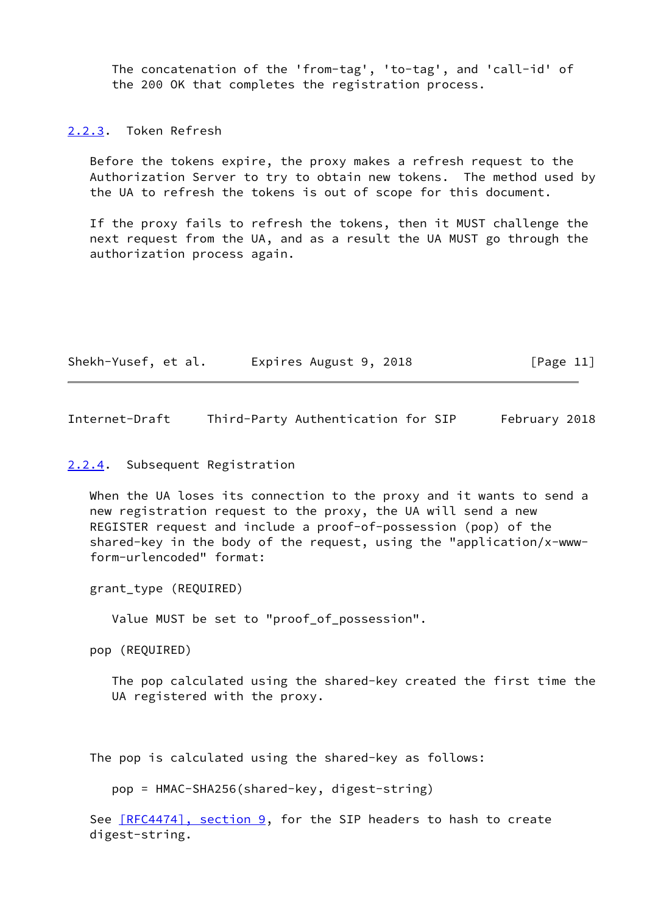The concatenation of the 'from-tag', 'to-tag', and 'call-id' of the 200 OK that completes the registration process.

### 2.2.3. Token Refresh

Before the tokens expire, the proxy makes a refresh request to the Authorization Server to try to obtain new tokens. The method used by the UA to refresh the tokens is out of scope for this document.

If the proxy fails to refresh the tokens, then it MUST challenge the next request from the UA, and as a result the UA MUST go through the authorization process again.

### 2.2.4. Subsequent Registration

When the UA loses its connection to the proxy and it wants to send a new registration request to the proxy, the UA will send a new REGISTER request and include a proof-of-possession (pop) of the shared-key in the body of the request, using the "application/x-www-form-urlencoded" format:

grant_type (REQUIRED)

Value MUST be set to "proof_of_possession".

pop (REQUIRED)

The pop calculated using the shared-key created the first time the UA registered with the proxy.

The pop is calculated using the shared-key as follows:

```
pop = HMAC-SHA256(shared-key, digest-string)
```

See [RFC4474], section 9, for the SIP headers to hash to create digest-string.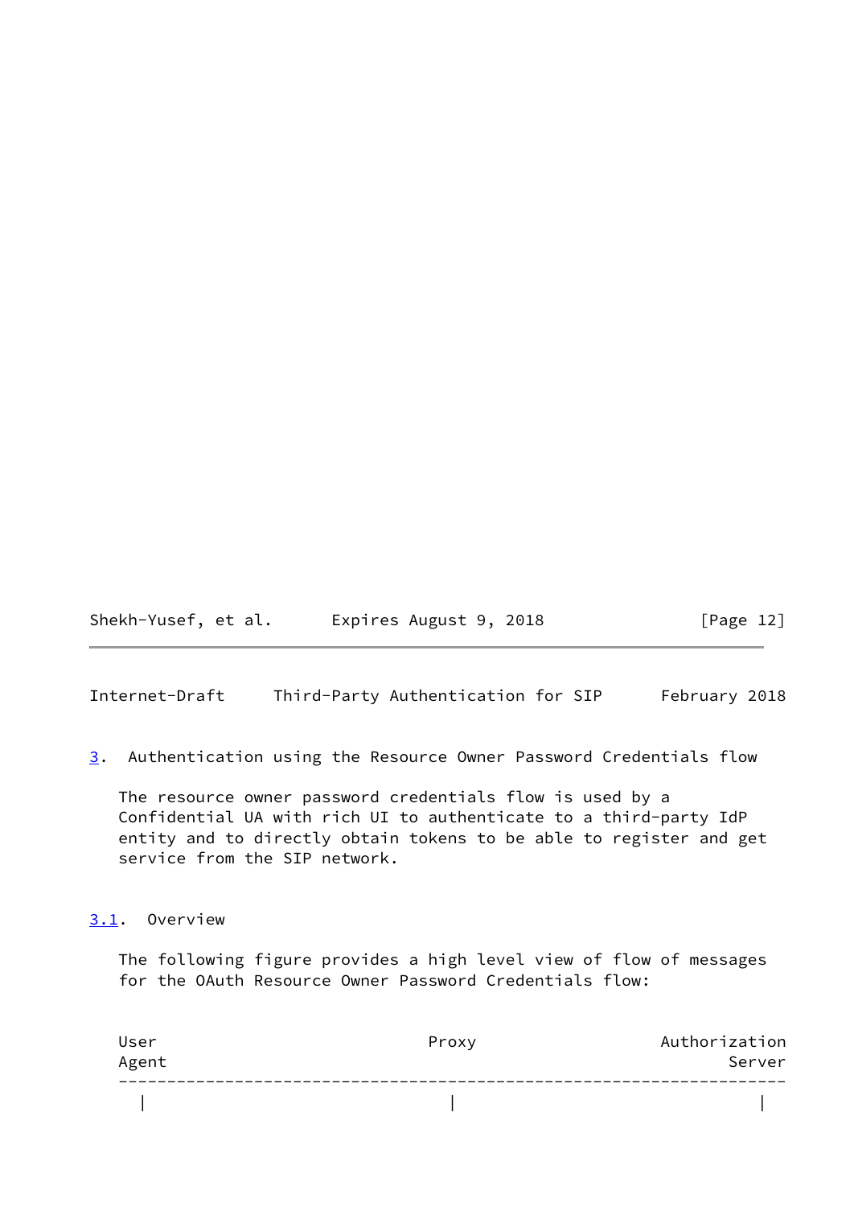## 3. Authentication using the Resource Owner Password Credentials flow

The resource owner password credentials flow is used by a Confidential UA with rich UI to authenticate to a third-party IdP entity and to directly obtain tokens to be able to register and get service from the SIP network.

### 3.1. Overview

The following figure provides a high level view of flow of messages for the OAuth Resource Owner Password Credentials flow:

```
User                       Proxy                 Authorization
Agent                                                   Server
---------------------------------------------------------------
  |                          |                          |
```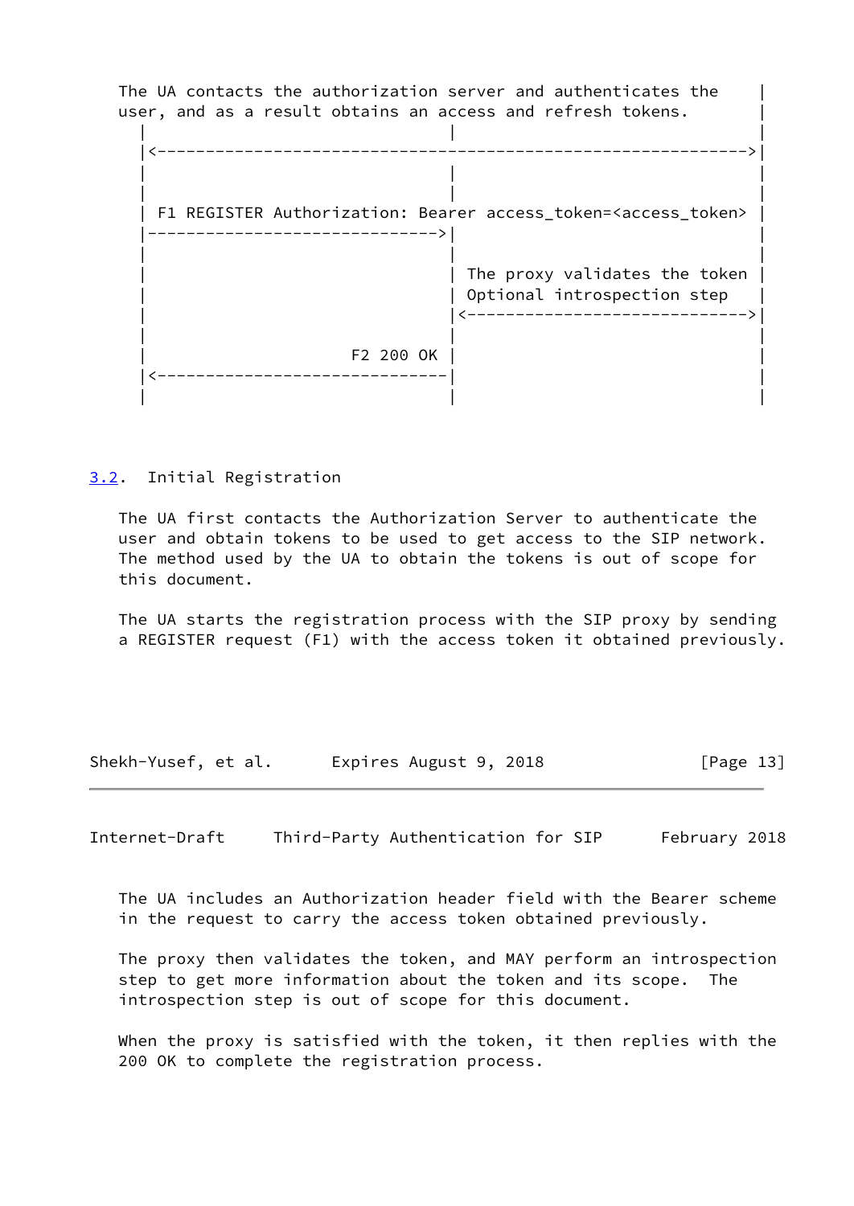```
   The UA contacts the authorization server and authenticates the     |
   user, and as a result obtains an access and refresh tokens.        |
    |                                |                                |
    |<------------------------------------------------------------->|
    |                                |                                |
    |                                |                                |
    | F1 REGISTER Authorization: Bearer access_token=<access_token>  |
    |------------------------------->|                                |
    |                                |                                |
    |                                | The proxy validates the token |
    |                                | Optional introspection step   |
    |                                |<----------------------------->|
    |                                |                                |
    |                      F2 200 OK |                                |
    |<-------------------------------|                                |
    |                                |                                |
```

## 3.2. Initial Registration

The UA first contacts the Authorization Server to authenticate the user and obtain tokens to be used to get access to the SIP network. The method used by the UA to obtain the tokens is out of scope for this document.

The UA starts the registration process with the SIP proxy by sending a REGISTER request (F1) with the access token it obtained previously.

The UA includes an Authorization header field with the Bearer scheme in the request to carry the access token obtained previously.

The proxy then validates the token, and MAY perform an introspection step to get more information about the token and its scope. The introspection step is out of scope for this document.

When the proxy is satisfied with the token, it then replies with the 200 OK to complete the registration process.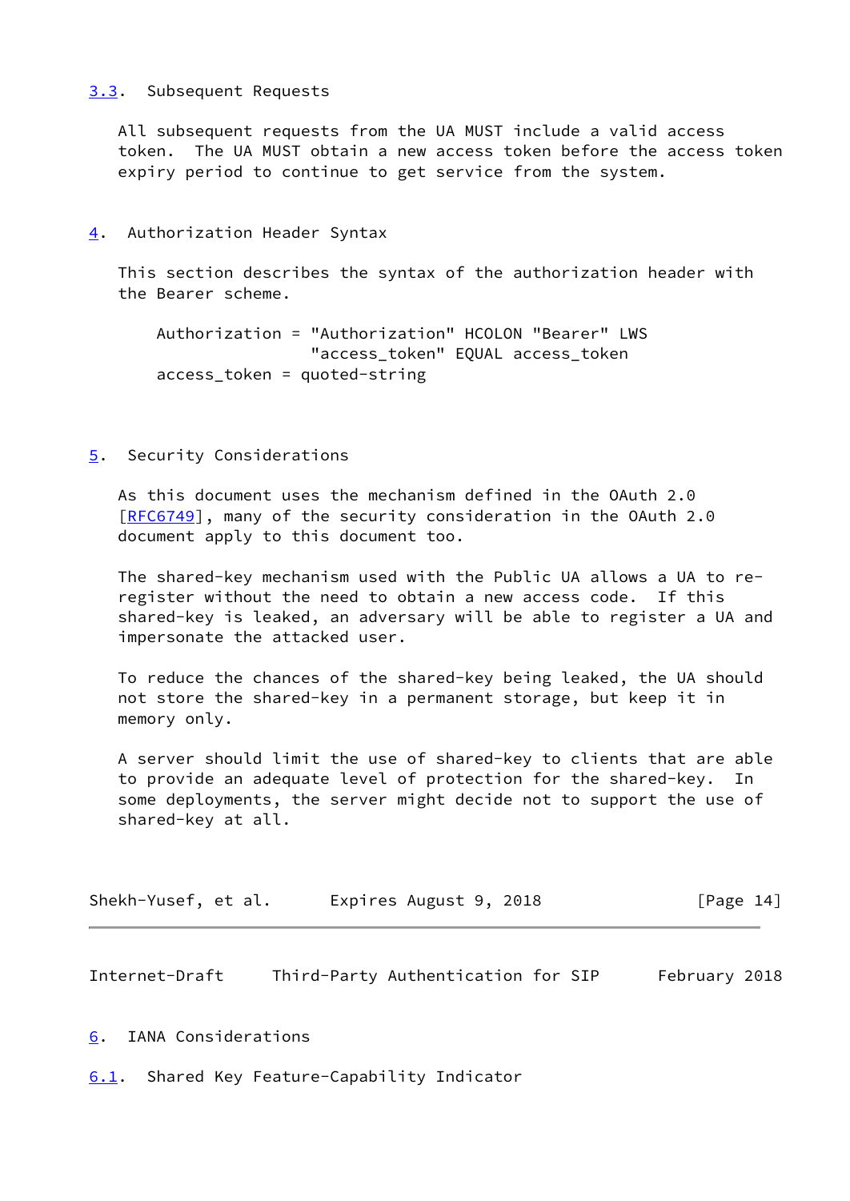### 3.3. Subsequent Requests

All subsequent requests from the UA MUST include a valid access token. The UA MUST obtain a new access token before the access token expiry period to continue to get service from the system.

## 4. Authorization Header Syntax

This section describes the syntax of the authorization header with the Bearer scheme.

```
    Authorization = "Authorization" HCOLON "Bearer" LWS
                    "access_token" EQUAL access_token
    access_token = quoted-string
```

## 5. Security Considerations

As this document uses the mechanism defined in the OAuth 2.0 [RFC6749], many of the security consideration in the OAuth 2.0 document apply to this document too.

The shared-key mechanism used with the Public UA allows a UA to re-register without the need to obtain a new access code. If this shared-key is leaked, an adversary will be able to register a UA and impersonate the attacked user.

To reduce the chances of the shared-key being leaked, the UA should not store the shared-key in a permanent storage, but keep it in memory only.

A server should limit the use of shared-key to clients that are able to provide an adequate level of protection for the shared-key. In some deployments, the server might decide not to support the use of shared-key at all.

## 6. IANA Considerations

### 6.1. Shared Key Feature-Capability Indicator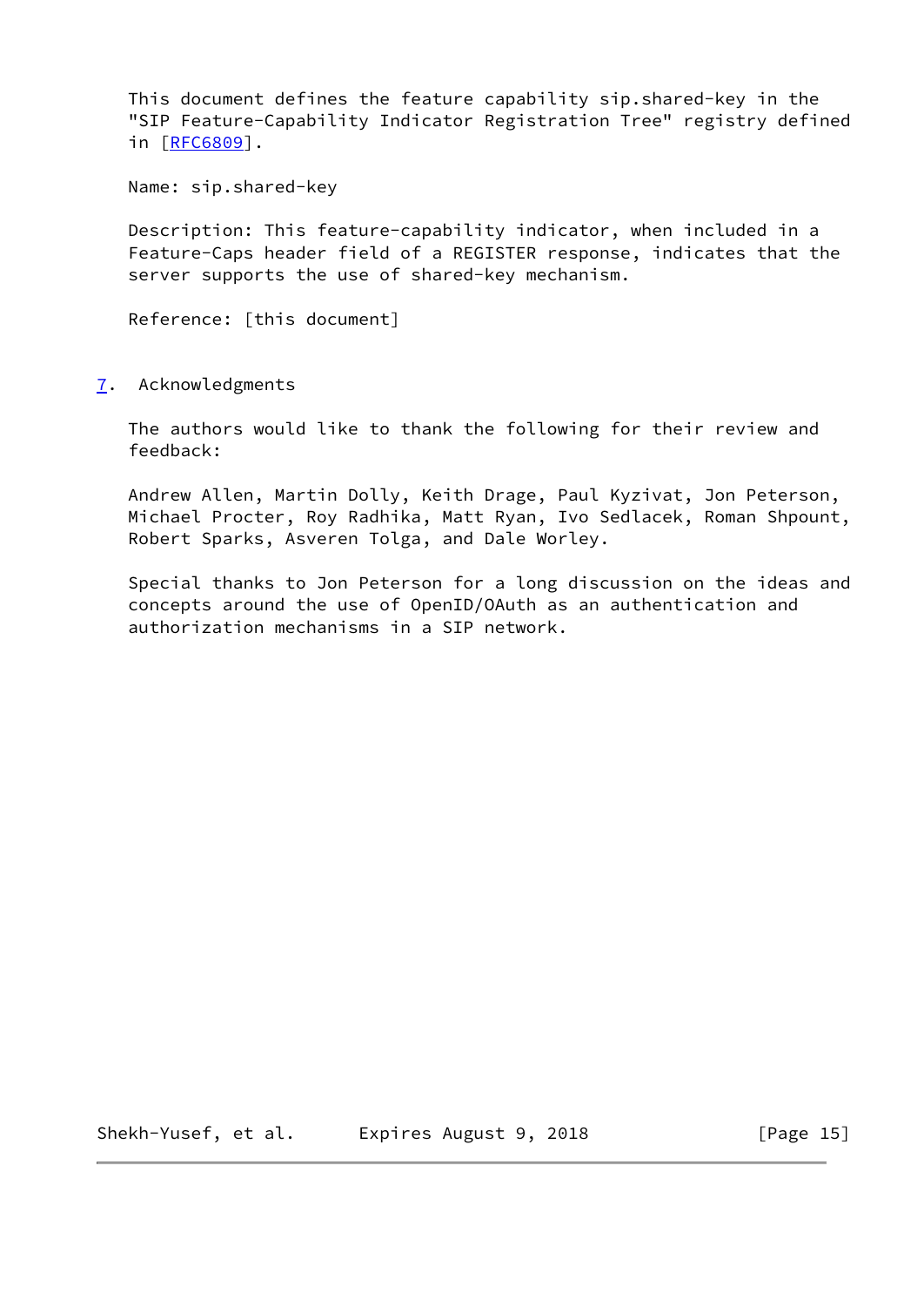This document defines the feature capability sip.shared-key in the "SIP Feature-Capability Indicator Registration Tree" registry defined in [RFC6809].

Name: sip.shared-key

Description: This feature-capability indicator, when included in a Feature-Caps header field of a REGISTER response, indicates that the server supports the use of shared-key mechanism.

Reference: [this document]

## 7. Acknowledgments

The authors would like to thank the following for their review and feedback:

Andrew Allen, Martin Dolly, Keith Drage, Paul Kyzivat, Jon Peterson, Michael Procter, Roy Radhika, Matt Ryan, Ivo Sedlacek, Roman Shpount, Robert Sparks, Asveren Tolga, and Dale Worley.

Special thanks to Jon Peterson for a long discussion on the ideas and concepts around the use of OpenID/OAuth as an authentication and authorization mechanisms in a SIP network.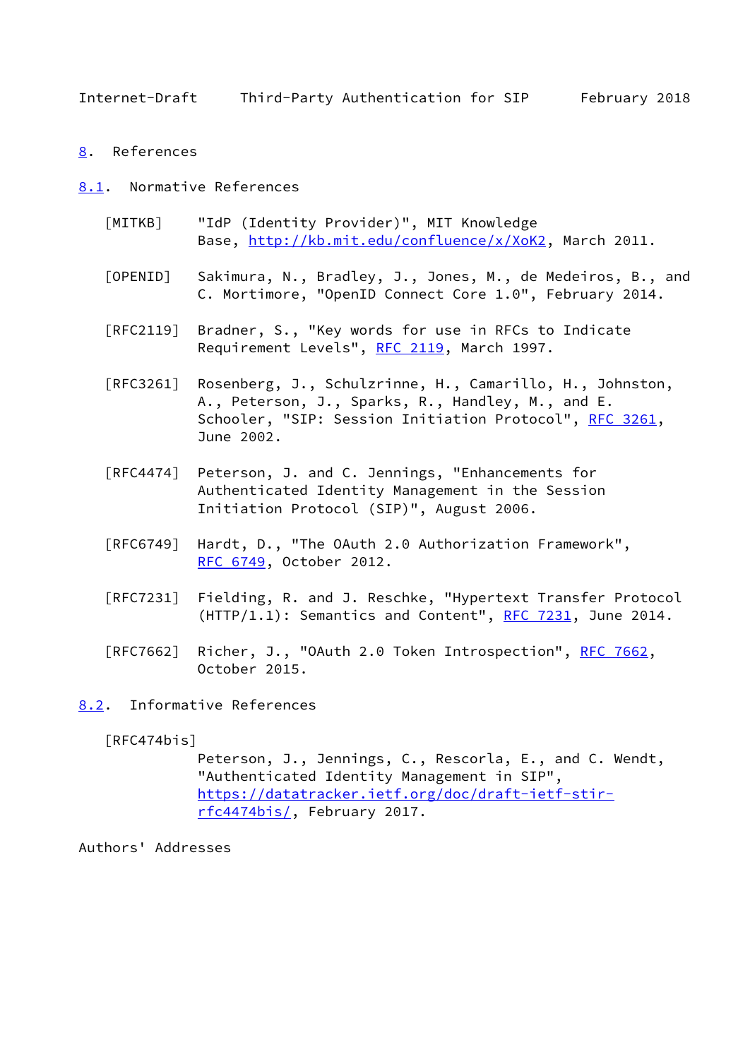## 8. References

### 8.1. Normative References

[MITKB] "IdP (Identity Provider)", MIT Knowledge Base, http://kb.mit.edu/confluence/x/XoK2, March 2011.

[OPENID] Sakimura, N., Bradley, J., Jones, M., de Medeiros, B., and C. Mortimore, "OpenID Connect Core 1.0", February 2014.

[RFC2119] Bradner, S., "Key words for use in RFCs to Indicate Requirement Levels", RFC 2119, March 1997.

[RFC3261] Rosenberg, J., Schulzrinne, H., Camarillo, H., Johnston, A., Peterson, J., Sparks, R., Handley, M., and E. Schooler, "SIP: Session Initiation Protocol", RFC 3261, June 2002.

[RFC4474] Peterson, J. and C. Jennings, "Enhancements for Authenticated Identity Management in the Session Initiation Protocol (SIP)", August 2006.

[RFC6749] Hardt, D., "The OAuth 2.0 Authorization Framework", RFC 6749, October 2012.

[RFC7231] Fielding, R. and J. Reschke, "Hypertext Transfer Protocol (HTTP/1.1): Semantics and Content", RFC 7231, June 2014.

[RFC7662] Richer, J., "OAuth 2.0 Token Introspection", RFC 7662, October 2015.

### 8.2. Informative References

[RFC474bis] Peterson, J., Jennings, C., Rescorla, E., and C. Wendt, "Authenticated Identity Management in SIP", https://datatracker.ietf.org/doc/draft-ietf-stir-rfc4474bis/, February 2017.

Authors' Addresses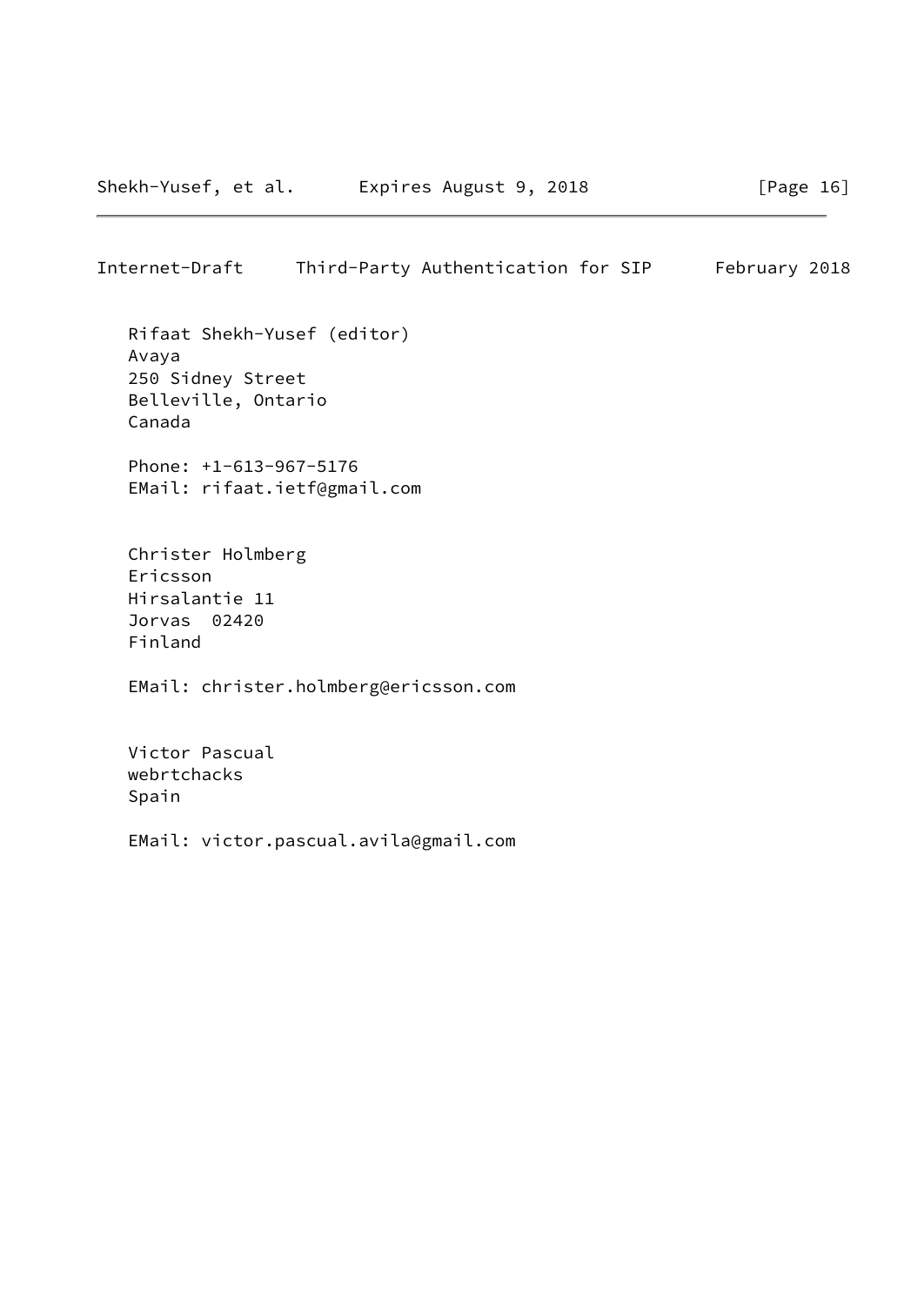Rifaat Shekh-Yusef (editor)
Avaya
250 Sidney Street
Belleville, Ontario
Canada

Phone: +1-613-967-5176
EMail: rifaat.ietf@gmail.com

Christer Holmberg
Ericsson
Hirsalantie 11
Jorvas  02420
Finland

EMail: christer.holmberg@ericsson.com

Victor Pascual
webrtchacks
Spain

EMail: victor.pascual.avila@gmail.com